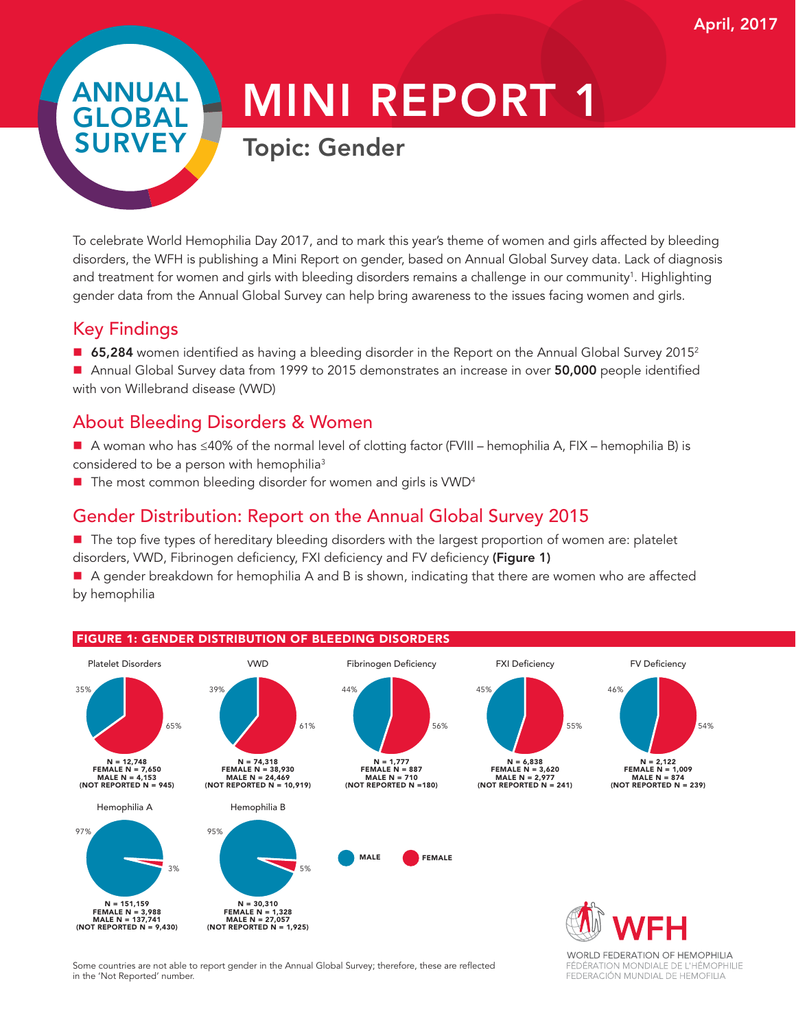April, 2017

# ANNUAL GLOBAL SURVEY

# MINI REPORT 1

## Topic: Gender

To celebrate World Hemophilia Day 2017, and to mark this year's theme of women and girls affected by bleeding disorders, the WFH is publishing a Mini Report on gender, based on Annual Global Survey data. Lack of diagnosis and treatment for women and girls with bleeding disorders remains a challenge in our community[1]. Highlighting gender data from the Annual Global Survey can help bring awareness to the issues facing women and girls.

## Key Findings

- **65,284** women identified as having a bleeding disorder in the Report on the Annual Global Survey 2015[2]
- Annual Global Survey data from 1999 to 2015 demonstrates an increase in over **50,000** people identified with von Willebrand disease (VWD)

## About Bleeding Disorders & Women

- A woman who has ≤40% of the normal level of clotting factor (FVIII – hemophilia A, FIX – hemophilia B) is considered to be a person with hemophilia[3]
- The most common bleeding disorder for women and girls is VWD[4]

## Gender Distribution: Report on the Annual Global Survey 2015

- The top five types of hereditary bleeding disorders with the largest proportion of women are: platelet disorders, VWD, Fibrinogen deficiency, FXI deficiency and FV deficiency **(Figure 1)**
- A gender breakdown for hemophilia A and B is shown, indicating that there are women who are affected by hemophilia

### FIGURE 1: GENDER DISTRIBUTION OF BLEEDING DISORDERS

| Disorder | Male % | Female % | N | Female N | Male N | Not Reported N |
|---|---|---|---|---|---|---|
| Platelet Disorders | 35% | 65% | 12,748 | 7,650 | 4,153 | 945 |
| VWD | 39% | 61% | 74,318 | 38,930 | 24,469 | 10,919 |
| Fibrinogen Deficiency | 44% | 56% | 1,777 | 887 | 710 | 180 |
| FXI Deficiency | 45% | 55% | 6,838 | 3,620 | 2,977 | 241 |
| FV Deficiency | 46% | 54% | 2,122 | 1,009 | 874 | 239 |
| Hemophilia A | 97% | 3% | 151,159 | 3,988 | 137,741 | 9,430 |
| Hemophilia B | 95% | 5% | 30,310 | 1,328 | 27,057 | 1,925 |

Some countries are not able to report gender in the Annual Global Survey; therefore, these are reflected in the 'Not Reported' number.

WFH
WORLD FEDERATION OF HEMOPHILIA
FÉDÉRATION MONDIALE DE L'HÉMOPHILIE
FEDERACIÓN MUNDIAL DE HEMOFILIA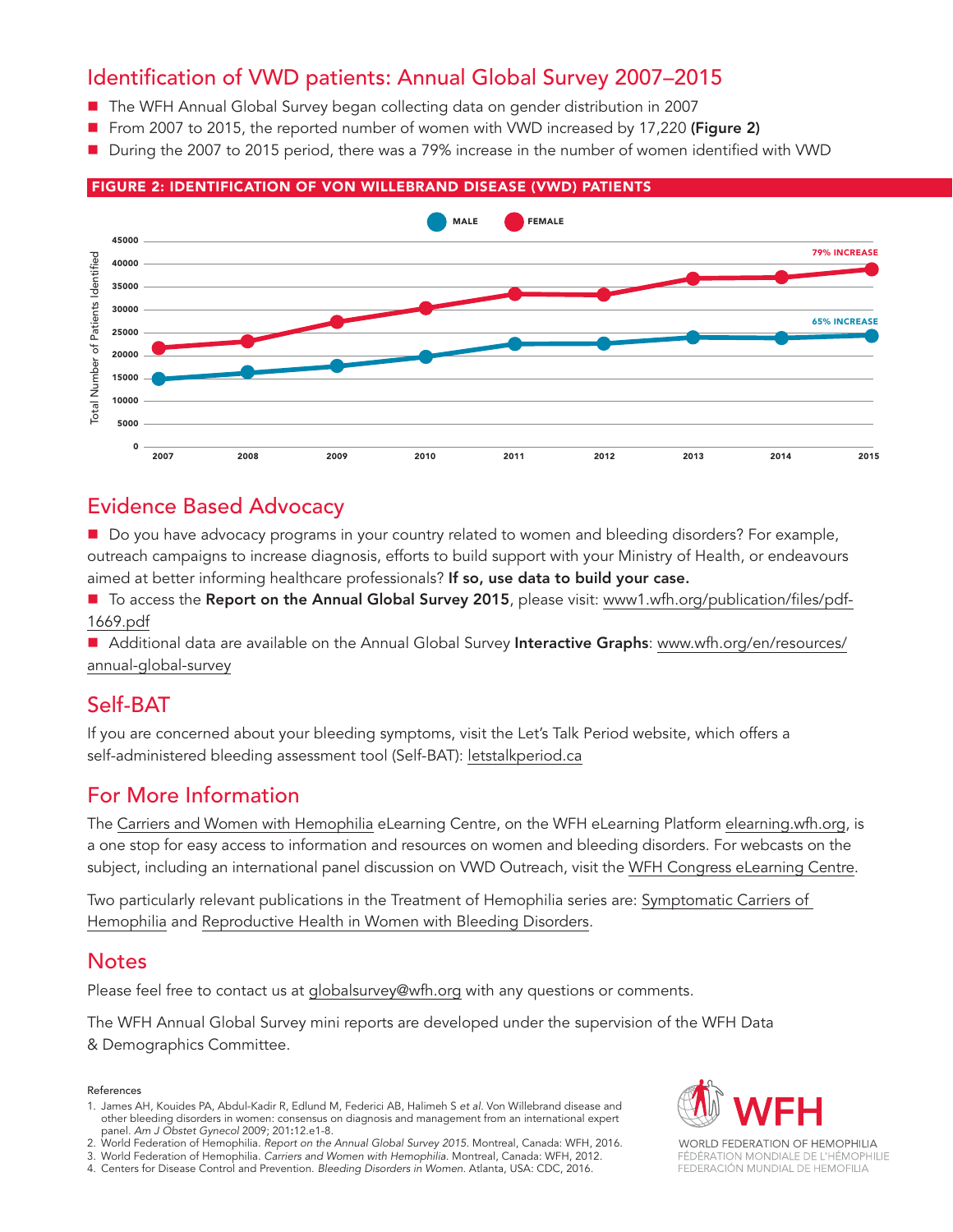## Identification of VWD patients: Annual Global Survey 2007–2015

- The WFH Annual Global Survey began collecting data on gender distribution in 2007
- From 2007 to 2015, the reported number of women with VWD increased by 17,220 **(Figure 2)**
- During the 2007 to 2015 period, there was a 79% increase in the number of women identified with VWD

**FIGURE 2: IDENTIFICATION OF VON WILLEBRAND DISEASE (VWD) PATIENTS**

MALE
FEMALE
Total Number of Patients Identified
0
5000
10000
15000
20000
25000
30000
35000
40000
45000
2007
2008
2009
2010
2011
2012
2013
2014
2015
79% INCREASE
65% INCREASE

## Evidence Based Advocacy

- Do you have advocacy programs in your country related to women and bleeding disorders? For example, outreach campaigns to increase diagnosis, efforts to build support with your Ministry of Health, or endeavours aimed at better informing healthcare professionals? **If so, use data to build your case.**
- To access the **Report on the Annual Global Survey 2015**, please visit: www1.wfh.org/publication/files/pdf-1669.pdf
- Additional data are available on the Annual Global Survey **Interactive Graphs**: www.wfh.org/en/resources/annual-global-survey

## Self-BAT

If you are concerned about your bleeding symptoms, visit the Let's Talk Period website, which offers a self-administered bleeding assessment tool (Self-BAT): letstalkperiod.ca

## For More Information

The Carriers and Women with Hemophilia eLearning Centre, on the WFH eLearning Platform elearning.wfh.org, is a one stop for easy access to information and resources on women and bleeding disorders. For webcasts on the subject, including an international panel discussion on VWD Outreach, visit the WFH Congress eLearning Centre.

Two particularly relevant publications in the Treatment of Hemophilia series are: Symptomatic Carriers of Hemophilia and Reproductive Health in Women with Bleeding Disorders.

## Notes

Please feel free to contact us at globalsurvey@wfh.org with any questions or comments.

The WFH Annual Global Survey mini reports are developed under the supervision of the WFH Data & Demographics Committee.

References

1. James AH, Kouides PA, Abdul-Kadir R, Edlund M, Federici AB, Halimeh S *et al.* Von Willebrand disease and other bleeding disorders in women: consensus on diagnosis and management from an international expert panel. *Am J Obstet Gynecol* 2009; 201:12.e1-8.
2. World Federation of Hemophilia. *Report on the Annual Global Survey 2015*. Montreal, Canada: WFH, 2016.
3. World Federation of Hemophilia. *Carriers and Women with Hemophilia*. Montreal, Canada: WFH, 2012.
4. Centers for Disease Control and Prevention. *Bleeding Disorders in Women*. Atlanta, USA: CDC, 2016.

WFH
WORLD FEDERATION OF HEMOPHILIA
FÉDÉRATION MONDIALE DE L'HÉMOPHILIE
FEDERACIÓN MUNDIAL DE HEMOFILIA